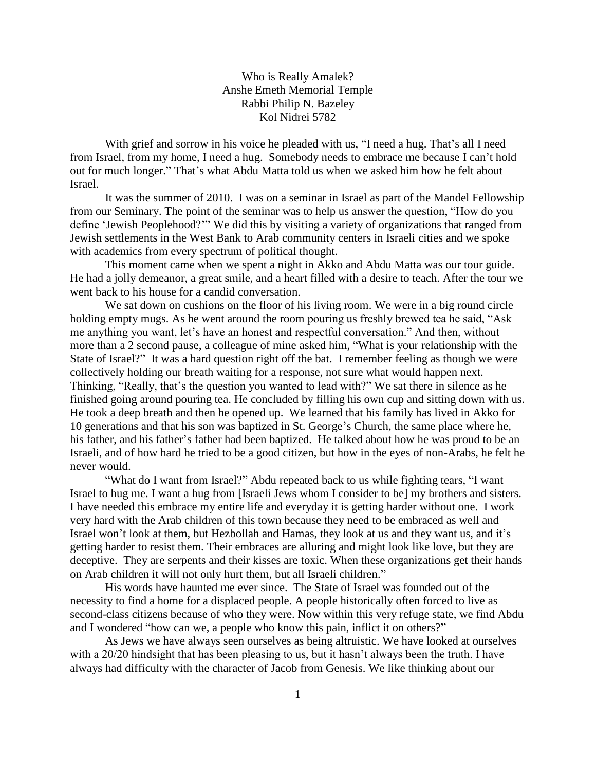# Who is Really Amalek?

Anshe Emeth Memorial Temple
Rabbi Philip N. Bazeley
Kol Nidrei 5782

With grief and sorrow in his voice he pleaded with us, "I need a hug. That's all I need from Israel, from my home, I need a hug. Somebody needs to embrace me because I can't hold out for much longer." That's what Abdu Matta told us when we asked him how he felt about Israel.

It was the summer of 2010. I was on a seminar in Israel as part of the Mandel Fellowship from our Seminary. The point of the seminar was to help us answer the question, "How do you define 'Jewish Peoplehood?'" We did this by visiting a variety of organizations that ranged from Jewish settlements in the West Bank to Arab community centers in Israeli cities and we spoke with academics from every spectrum of political thought.

This moment came when we spent a night in Akko and Abdu Matta was our tour guide. He had a jolly demeanor, a great smile, and a heart filled with a desire to teach. After the tour we went back to his house for a candid conversation.

We sat down on cushions on the floor of his living room. We were in a big round circle holding empty mugs. As he went around the room pouring us freshly brewed tea he said, "Ask me anything you want, let's have an honest and respectful conversation." And then, without more than a 2 second pause, a colleague of mine asked him, "What is your relationship with the State of Israel?" It was a hard question right off the bat. I remember feeling as though we were collectively holding our breath waiting for a response, not sure what would happen next. Thinking, "Really, that's the question you wanted to lead with?" We sat there in silence as he finished going around pouring tea. He concluded by filling his own cup and sitting down with us. He took a deep breath and then he opened up. We learned that his family has lived in Akko for 10 generations and that his son was baptized in St. George's Church, the same place where he, his father, and his father's father had been baptized. He talked about how he was proud to be an Israeli, and of how hard he tried to be a good citizen, but how in the eyes of non-Arabs, he felt he never would.

"What do I want from Israel?" Abdu repeated back to us while fighting tears, "I want Israel to hug me. I want a hug from [Israeli Jews whom I consider to be] my brothers and sisters. I have needed this embrace my entire life and everyday it is getting harder without one. I work very hard with the Arab children of this town because they need to be embraced as well and Israel won't look at them, but Hezbollah and Hamas, they look at us and they want us, and it's getting harder to resist them. Their embraces are alluring and might look like love, but they are deceptive. They are serpents and their kisses are toxic. When these organizations get their hands on Arab children it will not only hurt them, but all Israeli children."

His words have haunted me ever since. The State of Israel was founded out of the necessity to find a home for a displaced people. A people historically often forced to live as second-class citizens because of who they were. Now within this very refuge state, we find Abdu and I wondered "how can we, a people who know this pain, inflict it on others?"

As Jews we have always seen ourselves as being altruistic. We have looked at ourselves with a 20/20 hindsight that has been pleasing to us, but it hasn't always been the truth. I have always had difficulty with the character of Jacob from Genesis. We like thinking about our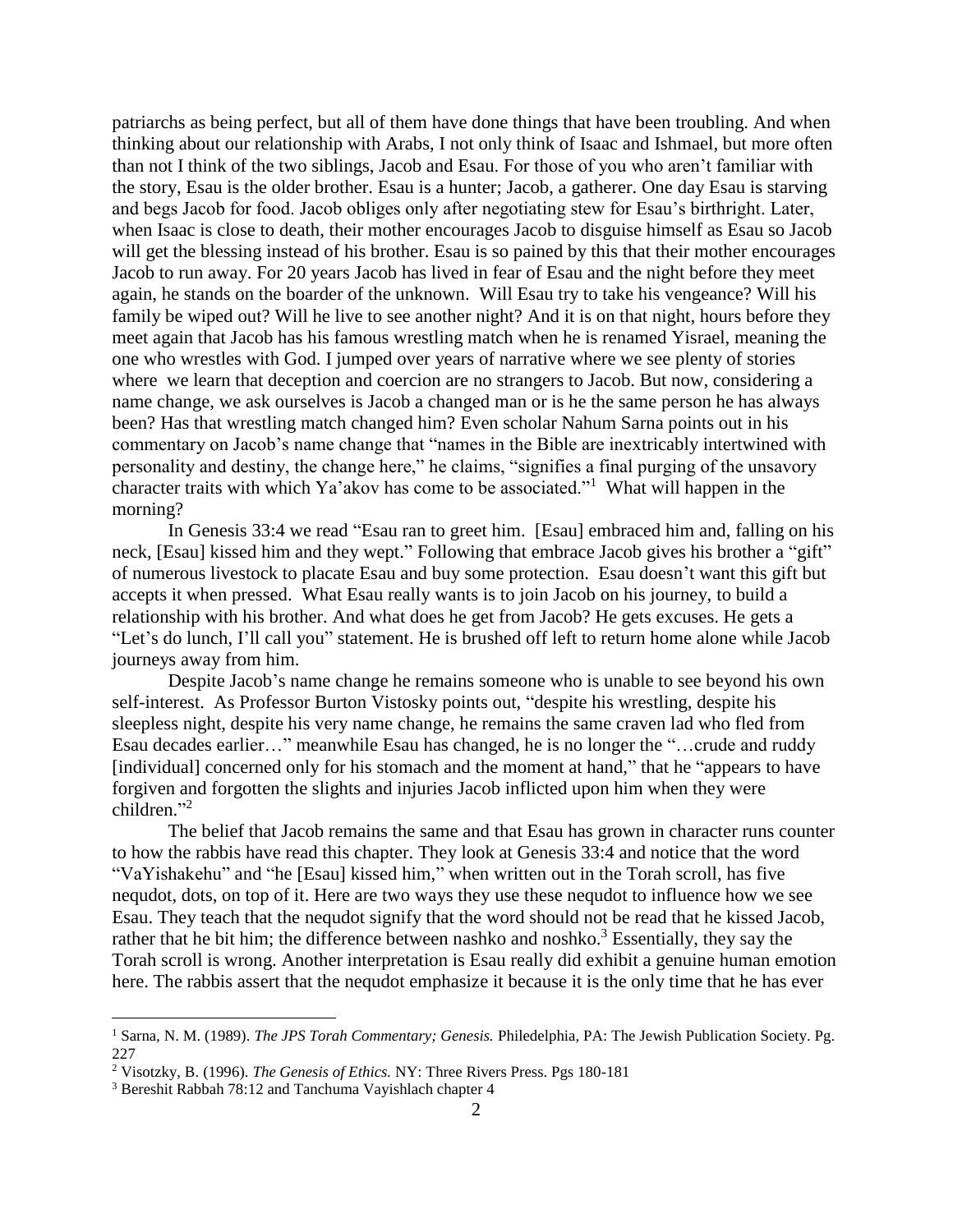patriarchs as being perfect, but all of them have done things that have been troubling. And when thinking about our relationship with Arabs, I not only think of Isaac and Ishmael, but more often than not I think of the two siblings, Jacob and Esau. For those of you who aren't familiar with the story, Esau is the older brother. Esau is a hunter; Jacob, a gatherer. One day Esau is starving and begs Jacob for food. Jacob obliges only after negotiating stew for Esau's birthright. Later, when Isaac is close to death, their mother encourages Jacob to disguise himself as Esau so Jacob will get the blessing instead of his brother. Esau is so pained by this that their mother encourages Jacob to run away. For 20 years Jacob has lived in fear of Esau and the night before they meet again, he stands on the boarder of the unknown. Will Esau try to take his vengeance? Will his family be wiped out? Will he live to see another night? And it is on that night, hours before they meet again that Jacob has his famous wrestling match when he is renamed Yisrael, meaning the one who wrestles with God. I jumped over years of narrative where we see plenty of stories where we learn that deception and coercion are no strangers to Jacob. But now, considering a name change, we ask ourselves is Jacob a changed man or is he the same person he has always been? Has that wrestling match changed him? Even scholar Nahum Sarna points out in his commentary on Jacob's name change that "names in the Bible are inextricably intertwined with personality and destiny, the change here," he claims, "signifies a final purging of the unsavory character traits with which Ya'akov has come to be associated."[1] What will happen in the morning?

In Genesis 33:4 we read "Esau ran to greet him. [Esau] embraced him and, falling on his neck, [Esau] kissed him and they wept." Following that embrace Jacob gives his brother a "gift" of numerous livestock to placate Esau and buy some protection. Esau doesn't want this gift but accepts it when pressed. What Esau really wants is to join Jacob on his journey, to build a relationship with his brother. And what does he get from Jacob? He gets excuses. He gets a "Let's do lunch, I'll call you" statement. He is brushed off left to return home alone while Jacob journeys away from him.

Despite Jacob's name change he remains someone who is unable to see beyond his own self-interest. As Professor Burton Vistosky points out, "despite his wrestling, despite his sleepless night, despite his very name change, he remains the same craven lad who fled from Esau decades earlier…" meanwhile Esau has changed, he is no longer the "…crude and ruddy [individual] concerned only for his stomach and the moment at hand," that he "appears to have forgiven and forgotten the slights and injuries Jacob inflicted upon him when they were children."[2]

The belief that Jacob remains the same and that Esau has grown in character runs counter to how the rabbis have read this chapter. They look at Genesis 33:4 and notice that the word "VaYishakehu" and "he [Esau] kissed him," when written out in the Torah scroll, has five nequdot, dots, on top of it. Here are two ways they use these nequdot to influence how we see Esau. They teach that the nequdot signify that the word should not be read that he kissed Jacob, rather that he bit him; the difference between nashko and noshko.[3] Essentially, they say the Torah scroll is wrong. Another interpretation is Esau really did exhibit a genuine human emotion here. The rabbis assert that the nequdot emphasize it because it is the only time that he has ever

---

[1] Sarna, N. M. (1989). *The JPS Torah Commentary; Genesis.* Philedelphia, PA: The Jewish Publication Society. Pg. 227

[2] Visotzky, B. (1996). *The Genesis of Ethics.* NY: Three Rivers Press. Pgs 180-181

[3] Bereshit Rabbah 78:12 and Tanchuma Vayishlach chapter 4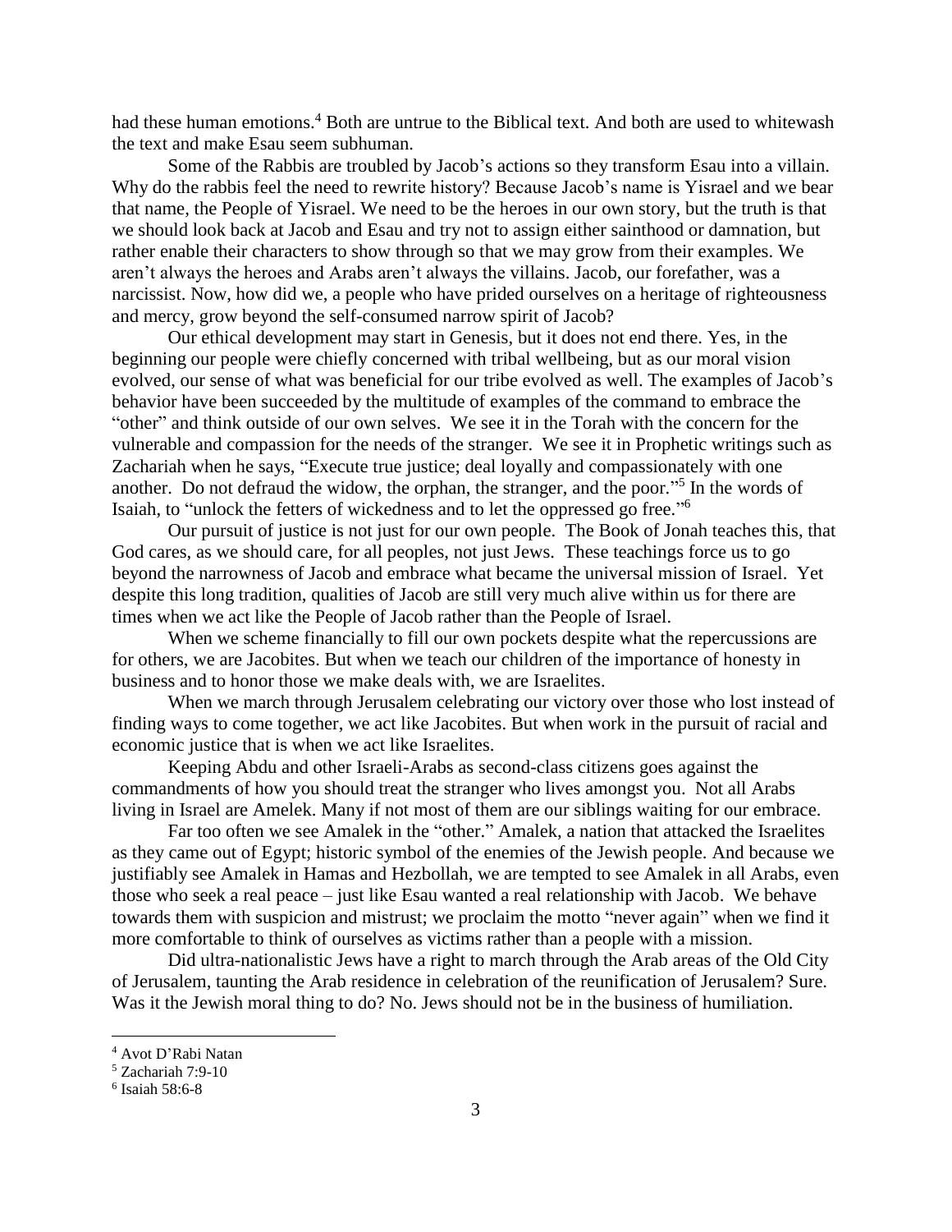had these human emotions.[4] Both are untrue to the Biblical text. And both are used to whitewash the text and make Esau seem subhuman.

Some of the Rabbis are troubled by Jacob's actions so they transform Esau into a villain. Why do the rabbis feel the need to rewrite history? Because Jacob's name is Yisrael and we bear that name, the People of Yisrael. We need to be the heroes in our own story, but the truth is that we should look back at Jacob and Esau and try not to assign either sainthood or damnation, but rather enable their characters to show through so that we may grow from their examples. We aren't always the heroes and Arabs aren't always the villains. Jacob, our forefather, was a narcissist. Now, how did we, a people who have prided ourselves on a heritage of righteousness and mercy, grow beyond the self-consumed narrow spirit of Jacob?

Our ethical development may start in Genesis, but it does not end there. Yes, in the beginning our people were chiefly concerned with tribal wellbeing, but as our moral vision evolved, our sense of what was beneficial for our tribe evolved as well. The examples of Jacob's behavior have been succeeded by the multitude of examples of the command to embrace the "other" and think outside of our own selves. We see it in the Torah with the concern for the vulnerable and compassion for the needs of the stranger. We see it in Prophetic writings such as Zachariah when he says, "Execute true justice; deal loyally and compassionately with one another. Do not defraud the widow, the orphan, the stranger, and the poor."[5] In the words of Isaiah, to "unlock the fetters of wickedness and to let the oppressed go free."[6]

Our pursuit of justice is not just for our own people. The Book of Jonah teaches this, that God cares, as we should care, for all peoples, not just Jews. These teachings force us to go beyond the narrowness of Jacob and embrace what became the universal mission of Israel. Yet despite this long tradition, qualities of Jacob are still very much alive within us for there are times when we act like the People of Jacob rather than the People of Israel.

When we scheme financially to fill our own pockets despite what the repercussions are for others, we are Jacobites. But when we teach our children of the importance of honesty in business and to honor those we make deals with, we are Israelites.

When we march through Jerusalem celebrating our victory over those who lost instead of finding ways to come together, we act like Jacobites. But when work in the pursuit of racial and economic justice that is when we act like Israelites.

Keeping Abdu and other Israeli-Arabs as second-class citizens goes against the commandments of how you should treat the stranger who lives amongst you. Not all Arabs living in Israel are Amelek. Many if not most of them are our siblings waiting for our embrace.

Far too often we see Amalek in the "other." Amalek, a nation that attacked the Israelites as they came out of Egypt; historic symbol of the enemies of the Jewish people. And because we justifiably see Amalek in Hamas and Hezbollah, we are tempted to see Amalek in all Arabs, even those who seek a real peace – just like Esau wanted a real relationship with Jacob. We behave towards them with suspicion and mistrust; we proclaim the motto "never again" when we find it more comfortable to think of ourselves as victims rather than a people with a mission.

Did ultra-nationalistic Jews have a right to march through the Arab areas of the Old City of Jerusalem, taunting the Arab residence in celebration of the reunification of Jerusalem? Sure. Was it the Jewish moral thing to do? No. Jews should not be in the business of humiliation.

---

[4] Avot D'Rabi Natan

[5] Zachariah 7:9-10

[6] Isaiah 58:6-8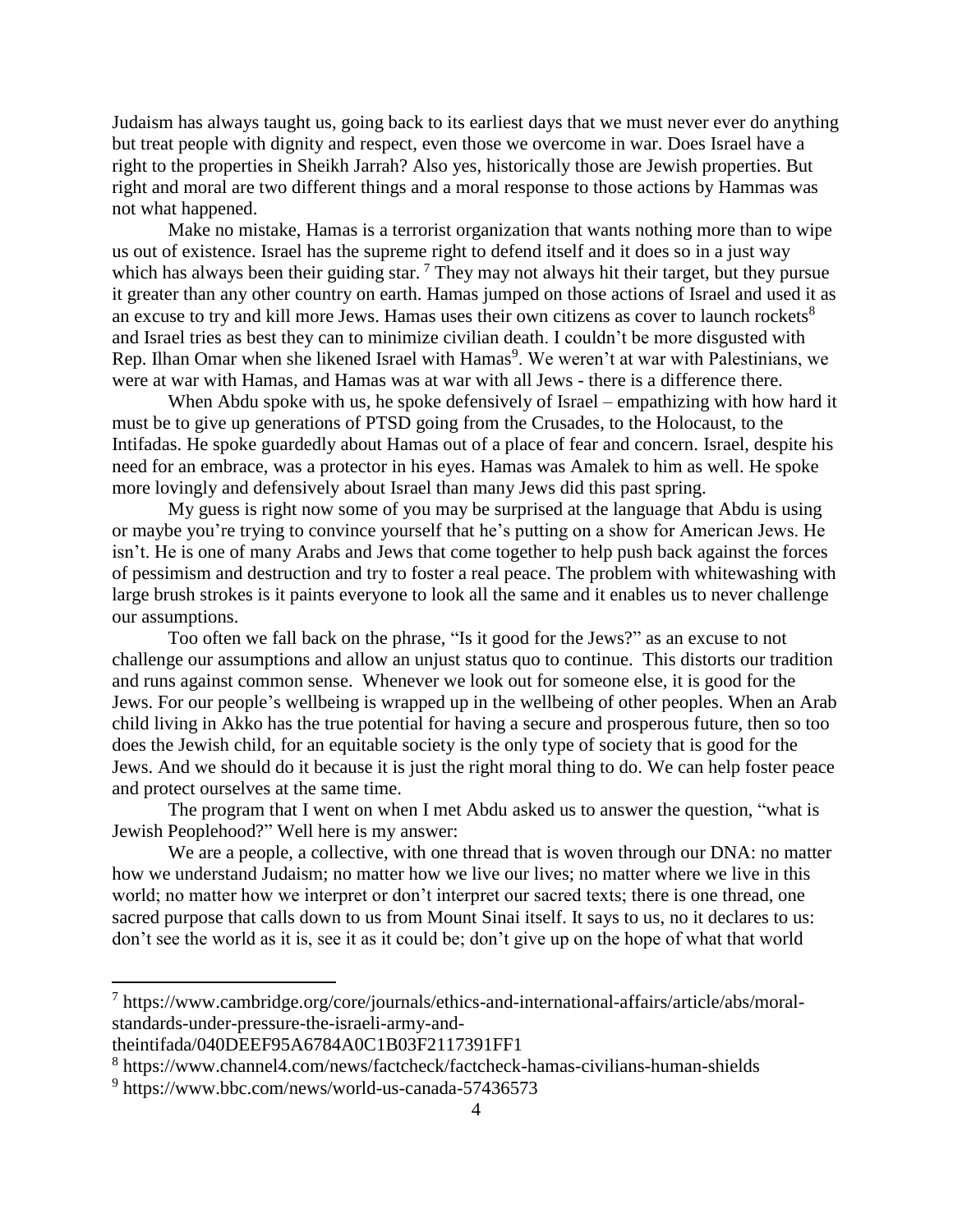Judaism has always taught us, going back to its earliest days that we must never ever do anything but treat people with dignity and respect, even those we overcome in war. Does Israel have a right to the properties in Sheikh Jarrah? Also yes, historically those are Jewish properties. But right and moral are two different things and a moral response to those actions by Hammas was not what happened.

Make no mistake, Hamas is a terrorist organization that wants nothing more than to wipe us out of existence. Israel has the supreme right to defend itself and it does so in a just way which has always been their guiding star. [7] They may not always hit their target, but they pursue it greater than any other country on earth. Hamas jumped on those actions of Israel and used it as an excuse to try and kill more Jews. Hamas uses their own citizens as cover to launch rockets[8] and Israel tries as best they can to minimize civilian death. I couldn't be more disgusted with Rep. Ilhan Omar when she likened Israel with Hamas[9]. We weren't at war with Palestinians, we were at war with Hamas, and Hamas was at war with all Jews - there is a difference there.

When Abdu spoke with us, he spoke defensively of Israel – empathizing with how hard it must be to give up generations of PTSD going from the Crusades, to the Holocaust, to the Intifadas. He spoke guardedly about Hamas out of a place of fear and concern. Israel, despite his need for an embrace, was a protector in his eyes. Hamas was Amalek to him as well. He spoke more lovingly and defensively about Israel than many Jews did this past spring.

My guess is right now some of you may be surprised at the language that Abdu is using or maybe you're trying to convince yourself that he's putting on a show for American Jews. He isn't. He is one of many Arabs and Jews that come together to help push back against the forces of pessimism and destruction and try to foster a real peace. The problem with whitewashing with large brush strokes is it paints everyone to look all the same and it enables us to never challenge our assumptions.

Too often we fall back on the phrase, "Is it good for the Jews?" as an excuse to not challenge our assumptions and allow an unjust status quo to continue. This distorts our tradition and runs against common sense. Whenever we look out for someone else, it is good for the Jews. For our people's wellbeing is wrapped up in the wellbeing of other peoples. When an Arab child living in Akko has the true potential for having a secure and prosperous future, then so too does the Jewish child, for an equitable society is the only type of society that is good for the Jews. And we should do it because it is just the right moral thing to do. We can help foster peace and protect ourselves at the same time.

The program that I went on when I met Abdu asked us to answer the question, "what is Jewish Peoplehood?" Well here is my answer:

We are a people, a collective, with one thread that is woven through our DNA: no matter how we understand Judaism; no matter how we live our lives; no matter where we live in this world; no matter how we interpret or don't interpret our sacred texts; there is one thread, one sacred purpose that calls down to us from Mount Sinai itself. It says to us, no it declares to us: don't see the world as it is, see it as it could be; don't give up on the hope of what that world

---

[7] https://www.cambridge.org/core/journals/ethics-and-international-affairs/article/abs/moral-standards-under-pressure-the-israeli-army-and-theintifada/040DEEF95A6784A0C1B03F2117391FF1

[8] https://www.channel4.com/news/factcheck/factcheck-hamas-civilians-human-shields

[9] https://www.bbc.com/news/world-us-canada-57436573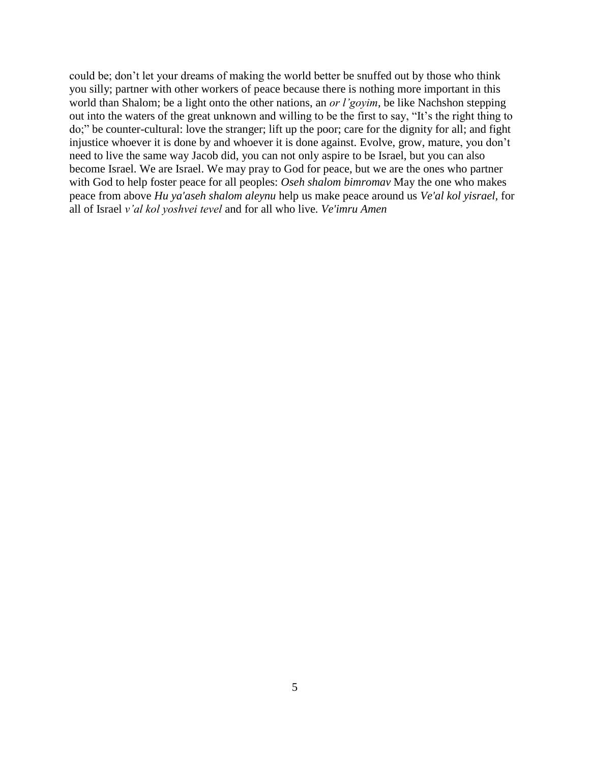could be; don't let your dreams of making the world better be snuffed out by those who think you silly; partner with other workers of peace because there is nothing more important in this world than Shalom; be a light onto the other nations, an *or l'goyim*, be like Nachshon stepping out into the waters of the great unknown and willing to be the first to say, "It's the right thing to do;" be counter-cultural: love the stranger; lift up the poor; care for the dignity for all; and fight injustice whoever it is done by and whoever it is done against. Evolve, grow, mature, you don't need to live the same way Jacob did, you can not only aspire to be Israel, but you can also become Israel. We are Israel. We may pray to God for peace, but we are the ones who partner with God to help foster peace for all peoples: *Oseh shalom bimromav* May the one who makes peace from above *Hu ya'aseh shalom aleynu* help us make peace around us *Ve'al kol yisrael,* for all of Israel *v'al kol yoshvei tevel* and for all who live. *Ve'imru Amen*